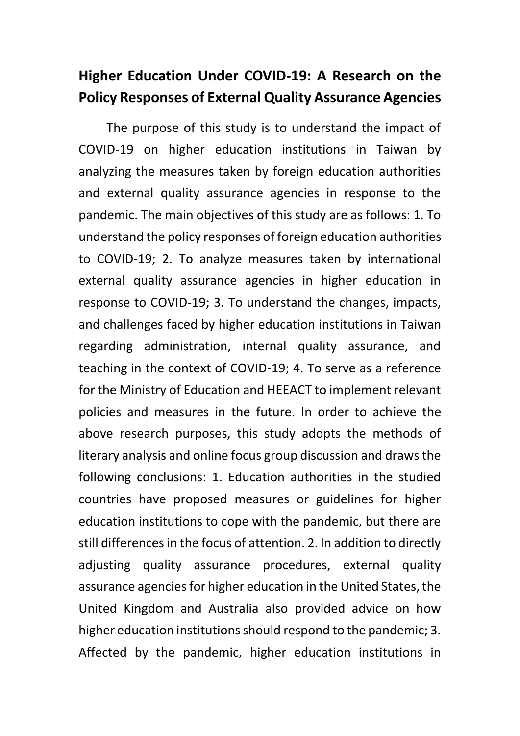# Higher Education Under COVID-19: A Research on the Policy Responses of External Quality Assurance Agencies

The purpose of this study is to understand the impact of COVID-19 on higher education institutions in Taiwan by analyzing the measures taken by foreign education authorities and external quality assurance agencies in response to the pandemic. The main objectives of this study are as follows: 1. To understand the policy responses of foreign education authorities to COVID-19; 2. To analyze measures taken by international external quality assurance agencies in higher education in response to COVID-19; 3. To understand the changes, impacts, and challenges faced by higher education institutions in Taiwan regarding administration, internal quality assurance, and teaching in the context of COVID-19; 4. To serve as a reference for the Ministry of Education and HEEACT to implement relevant policies and measures in the future. In order to achieve the above research purposes, this study adopts the methods of literary analysis and online focus group discussion and draws the following conclusions: 1. Education authorities in the studied countries have proposed measures or guidelines for higher education institutions to cope with the pandemic, but there are still differences in the focus of attention. 2. In addition to directly adjusting quality assurance procedures, external quality assurance agencies for higher education in the United States, the United Kingdom and Australia also provided advice on how higher education institutions should respond to the pandemic; 3. Affected by the pandemic, higher education institutions in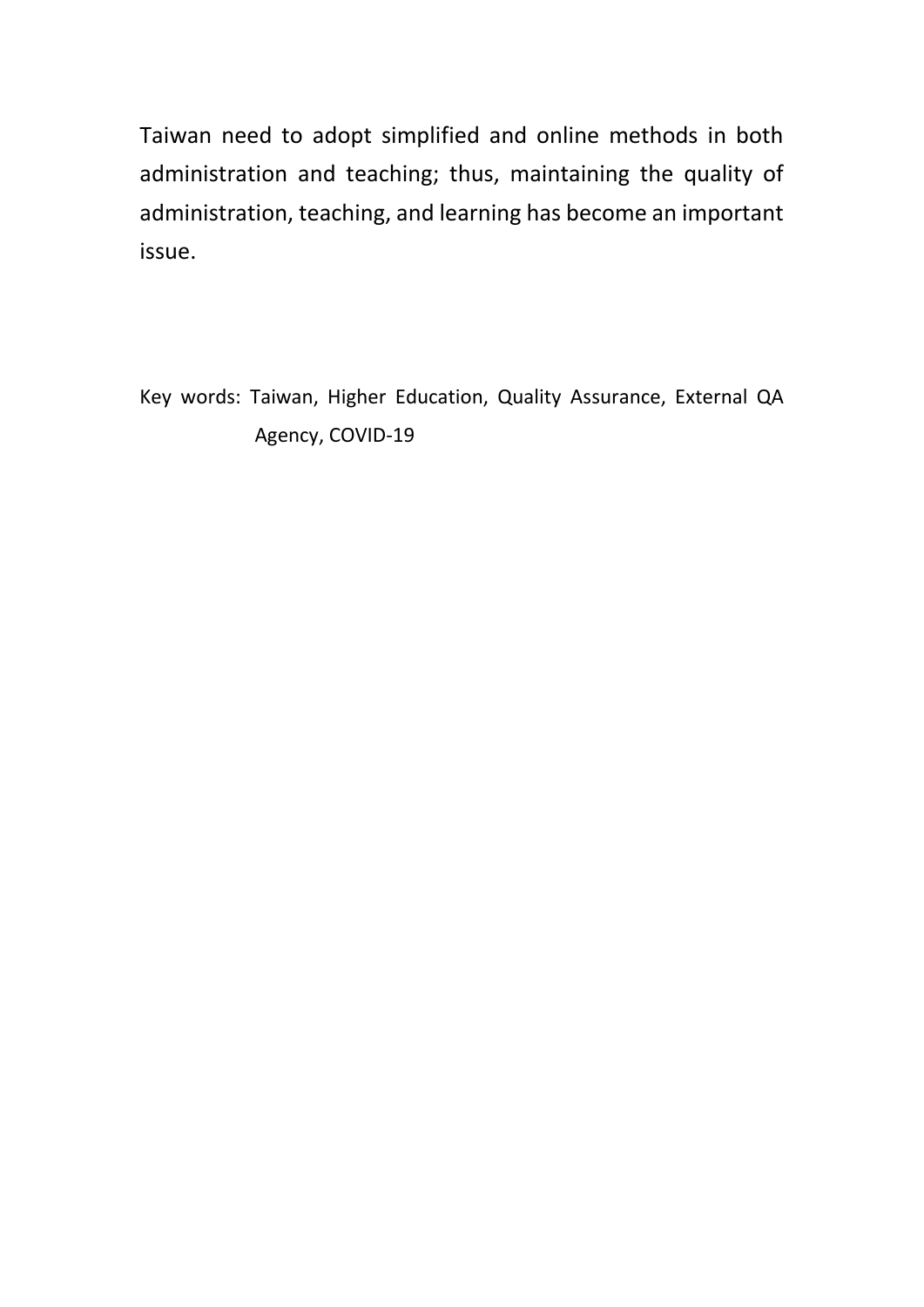Taiwan need to adopt simplified and online methods in both administration and teaching; thus, maintaining the quality of administration, teaching, and learning has become an important issue.

Key words: Taiwan, Higher Education, Quality Assurance, External QA Agency, COVID-19